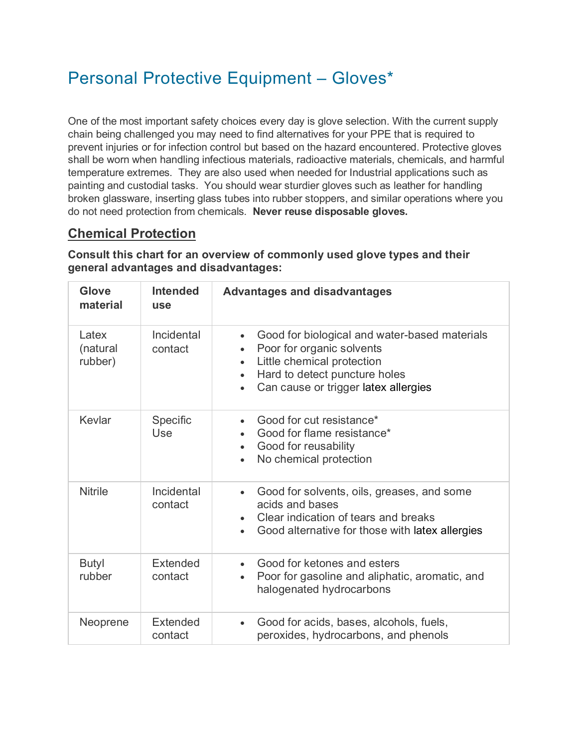# Personal Protective Equipment – Gloves*

One of the most important safety choices every day is glove selection. With the current supply chain being challenged you may need to find alternatives for your PPE that is required to prevent injuries or for infection control but based on the hazard encountered. Protective gloves shall be worn when handling infectious materials, radioactive materials, chemicals, and harmful temperature extremes. They are also used when needed for Industrial applications such as painting and custodial tasks. You should wear sturdier gloves such as leather for handling broken glassware, inserting glass tubes into rubber stoppers, and similar operations where you do not need protection from chemicals. **Never reuse disposable gloves.**

## Chemical Protection

**Consult this chart for an overview of commonly used glove types and their general advantages and disadvantages:**

| Glove material | Intended use | Advantages and disadvantages |
|---|---|---|
| Latex (natural rubber) | Incidental contact | • Good for biological and water-based materials<br>• Poor for organic solvents<br>• Little chemical protection<br>• Hard to detect puncture holes<br>• Can cause or trigger latex allergies |
| Kevlar | Specific Use | • Good for cut resistance*<br>• Good for flame resistance*<br>• Good for reusability<br>• No chemical protection |
| Nitrile | Incidental contact | • Good for solvents, oils, greases, and some acids and bases<br>• Clear indication of tears and breaks<br>• Good alternative for those with latex allergies |
| Butyl rubber | Extended contact | • Good for ketones and esters<br>• Poor for gasoline and aliphatic, aromatic, and halogenated hydrocarbons |
| Neoprene | Extended contact | • Good for acids, bases, alcohols, fuels, peroxides, hydrocarbons, and phenols |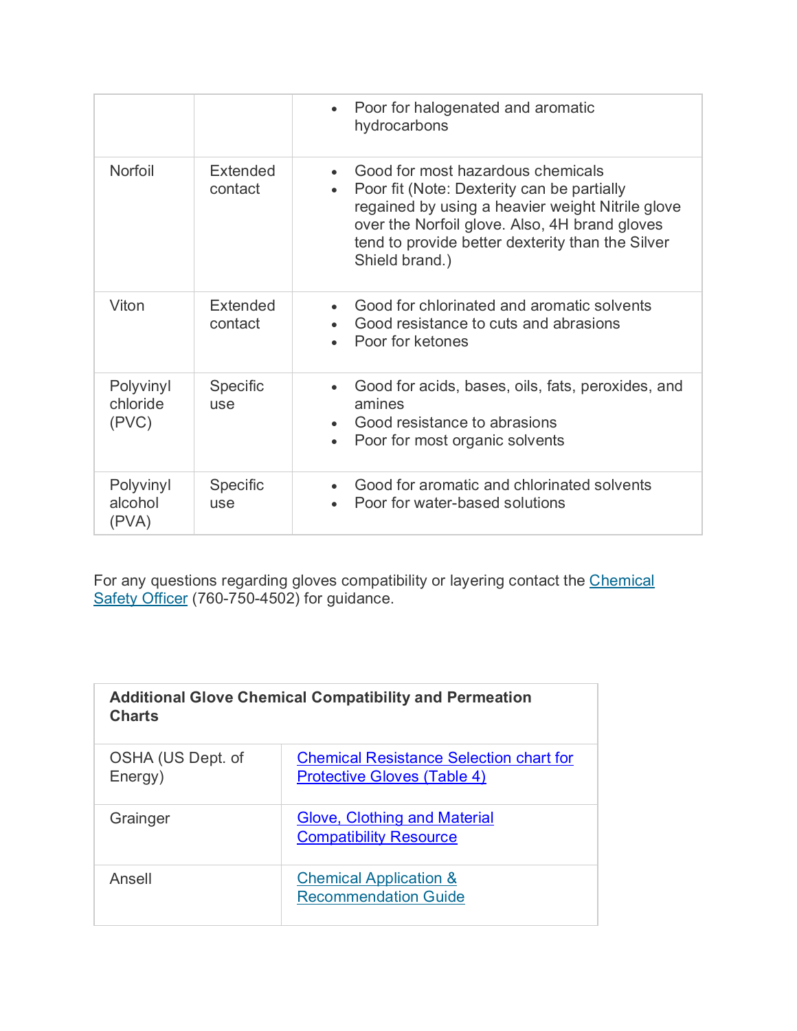| | | |
|---|---|---|
| | | • Poor for halogenated and aromatic hydrocarbons |
| Norfoil | Extended contact | • Good for most hazardous chemicals<br>• Poor fit (Note: Dexterity can be partially regained by using a heavier weight Nitrile glove over the Norfoil glove. Also, 4H brand gloves tend to provide better dexterity than the Silver Shield brand.) |
| Viton | Extended contact | • Good for chlorinated and aromatic solvents<br>• Good resistance to cuts and abrasions<br>• Poor for ketones |
| Polyvinyl chloride (PVC) | Specific use | • Good for acids, bases, oils, fats, peroxides, and amines<br>• Good resistance to abrasions<br>• Poor for most organic solvents |
| Polyvinyl alcohol (PVA) | Specific use | • Good for aromatic and chlorinated solvents<br>• Poor for water-based solutions |

For any questions regarding gloves compatibility or layering contact the [Chemical Safety Officer]() (760-750-4502) for guidance.

| **Additional Glove Chemical Compatibility and Permeation Charts** | |
|---|---|
| OSHA (US Dept. of Energy) | [Chemical Resistance Selection chart for Protective Gloves (Table 4)]() |
| Grainger | [Glove, Clothing and Material Compatibility Resource]() |
| Ansell | [Chemical Application & Recommendation Guide]() |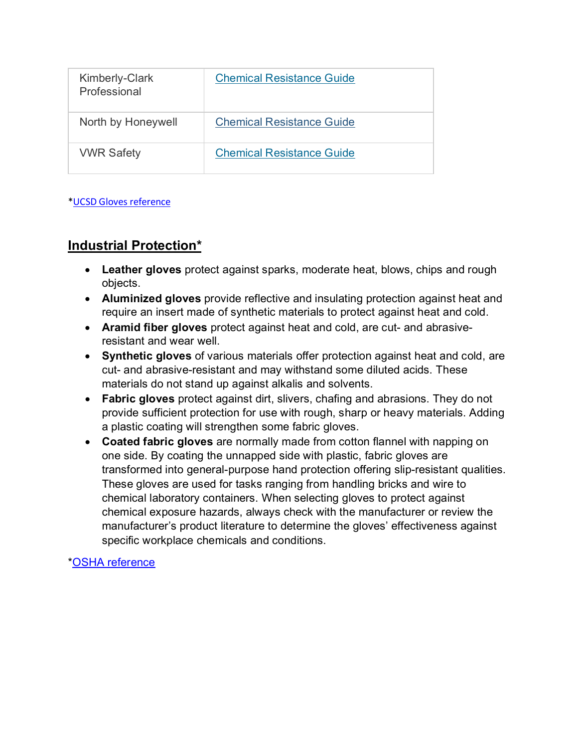| | |
|---|---|
| Kimberly-Clark Professional | [Chemical Resistance Guide] |
| North by Honeywell | [Chemical Resistance Guide] |
| VWR Safety | [Chemical Resistance Guide] |

*UCSD Gloves reference

## Industrial Protection*

- **Leather gloves** protect against sparks, moderate heat, blows, chips and rough objects.
- **Aluminized gloves** provide reflective and insulating protection against heat and require an insert made of synthetic materials to protect against heat and cold.
- **Aramid fiber gloves** protect against heat and cold, are cut- and abrasive-resistant and wear well.
- **Synthetic gloves** of various materials offer protection against heat and cold, are cut- and abrasive-resistant and may withstand some diluted acids. These materials do not stand up against alkalis and solvents.
- **Fabric gloves** protect against dirt, slivers, chafing and abrasions. They do not provide sufficient protection for use with rough, sharp or heavy materials. Adding a plastic coating will strengthen some fabric gloves.
- **Coated fabric gloves** are normally made from cotton flannel with napping on one side. By coating the unnapped side with plastic, fabric gloves are transformed into general-purpose hand protection offering slip-resistant qualities. These gloves are used for tasks ranging from handling bricks and wire to chemical laboratory containers. When selecting gloves to protect against chemical exposure hazards, always check with the manufacturer or review the manufacturer's product literature to determine the gloves' effectiveness against specific workplace chemicals and conditions.

*OSHA reference